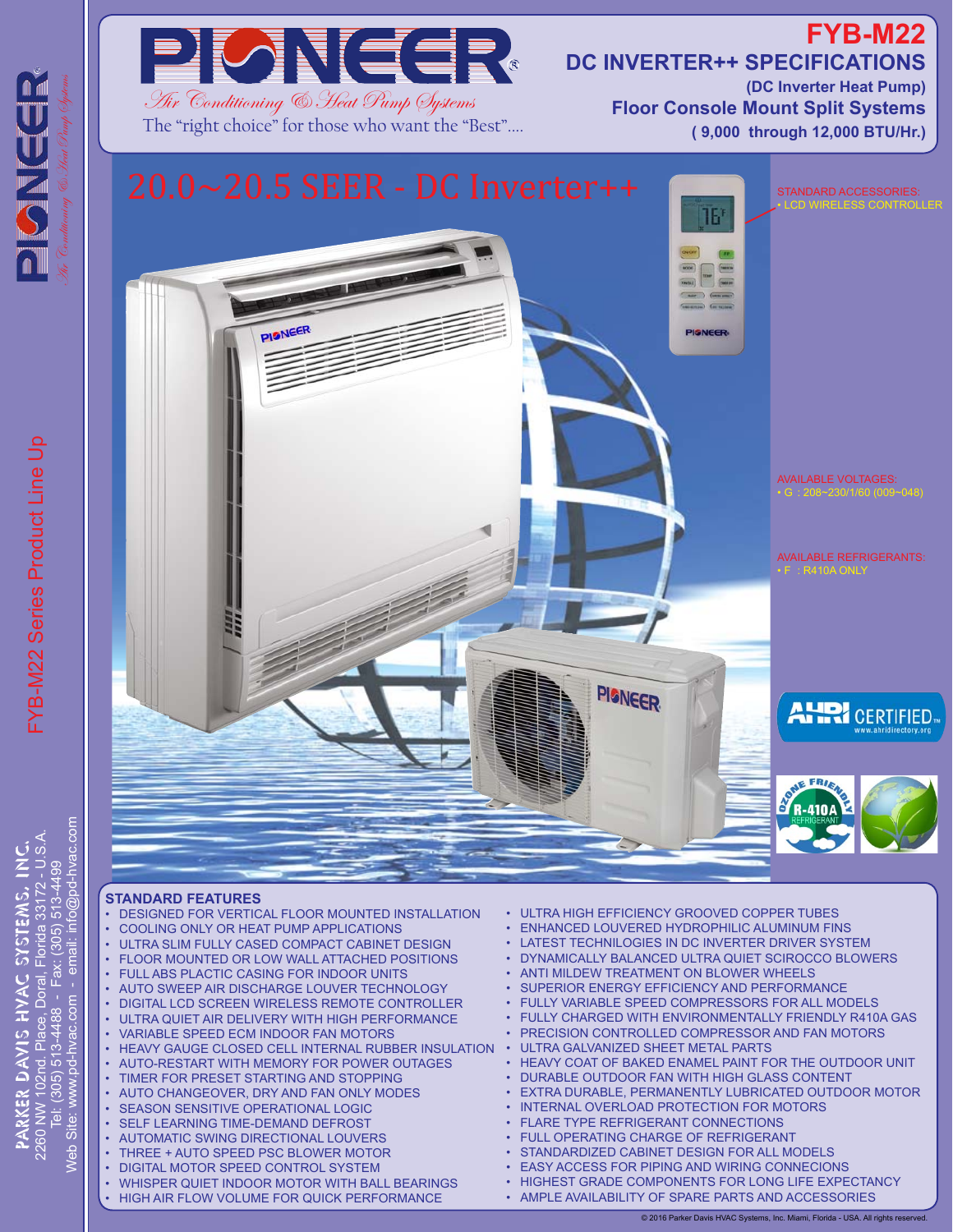# PIONEER®

*Air Conditioning & Heat Pump Systems*

The "right choice" for those who want the "Best"....

## FYB-M22

## DC INVERTER++ SPECIFICATIONS

**(DC Inverter Heat Pump)**

**Floor Console Mount Split Systems**

**( 9,000 through 12,000 BTU/Hr.)**

# 20.0~20.5 SEER - DC Inverter++

STANDARD ACCESSORIES:
- LCD WIRELESS CONTROLLER

AVAILABLE VOLTAGES:
- G : 208~230/1/60 (009~048)

AVAILABLE REFRIGERANTS:
- F : R410A ONLY

FYB-M22 Series Product Line Up

PARKER DAVIS HVAC SYSTEMS, INC.
2260 NW 102nd. Place, Doral, Florida 33172 - U.S.A.
Tel: (305) 513-4488 - Fax: (305) 513-4499
Web Site: www.pd-hvac.com - email: info@pd-hvac.com

### STANDARD FEATURES

- DESIGNED FOR VERTICAL FLOOR MOUNTED INSTALLATION
- COOLING ONLY OR HEAT PUMP APPLICATIONS
- ULTRA SLIM FULLY CASED COMPACT CABINET DESIGN
- FLOOR MOUNTED OR LOW WALL ATTACHED POSITIONS
- FULL ABS PLACTIC CASING FOR INDOOR UNITS
- AUTO SWEEP AIR DISCHARGE LOUVER TECHNOLOGY
- DIGITAL LCD SCREEN WIRELESS REMOTE CONTROLLER
- ULTRA QUIET AIR DELIVERY WITH HIGH PERFORMANCE
- VARIABLE SPEED ECM INDOOR FAN MOTORS
- HEAVY GAUGE CLOSED CELL INTERNAL RUBBER INSULATION
- AUTO-RESTART WITH MEMORY FOR POWER OUTAGES
- TIMER FOR PRESET STARTING AND STOPPING
- AUTO CHANGEOVER, DRY AND FAN ONLY MODES
- SEASON SENSITIVE OPERATIONAL LOGIC
- SELF LEARNING TIME-DEMAND DEFROST
- AUTOMATIC SWING DIRECTIONAL LOUVERS
- THREE + AUTO SPEED PSC BLOWER MOTOR
- DIGITAL MOTOR SPEED CONTROL SYSTEM
- WHISPER QUIET INDOOR MOTOR WITH BALL BEARINGS
- HIGH AIR FLOW VOLUME FOR QUICK PERFORMANCE
- ULTRA HIGH EFFICIENCY GROOVED COPPER TUBES
- ENHANCED LOUVERED HYDROPHILIC ALUMINUM FINS
- LATEST TECHNILOGIES IN DC INVERTER DRIVER SYSTEM
- DYNAMICALLY BALANCED ULTRA QUIET SCIROCCO BLOWERS
- ANTI MILDEW TREATMENT ON BLOWER WHEELS
- SUPERIOR ENERGY EFFICIENCY AND PERFORMANCE
- FULLY VARIABLE SPEED COMPRESSORS FOR ALL MODELS
- FULLY CHARGED WITH ENVIRONMENTALLY FRIENDLY R410A GAS
- PRECISION CONTROLLED COMPRESSOR AND FAN MOTORS
- ULTRA GALVANIZED SHEET METAL PARTS
- HEAVY COAT OF BAKED ENAMEL PAINT FOR THE OUTDOOR UNIT
- DURABLE OUTDOOR FAN WITH HIGH GLASS CONTENT
- EXTRA DURABLE, PERMANENTLY LUBRICATED OUTDOOR MOTOR
- INTERNAL OVERLOAD PROTECTION FOR MOTORS
- FLARE TYPE REFRIGERANT CONNECTIONS
- FULL OPERATING CHARGE OF REFRIGERANT
- STANDARDIZED CABINET DESIGN FOR ALL MODELS
- EASY ACCESS FOR PIPING AND WIRING CONNECIONS
- HIGHEST GRADE COMPONENTS FOR LONG LIFE EXPECTANCY
- AMPLE AVAILABILITY OF SPARE PARTS AND ACCESSORIES

© 2016 Parker Davis HVAC Systems, Inc. Miami, Florida - USA. All rights reserved.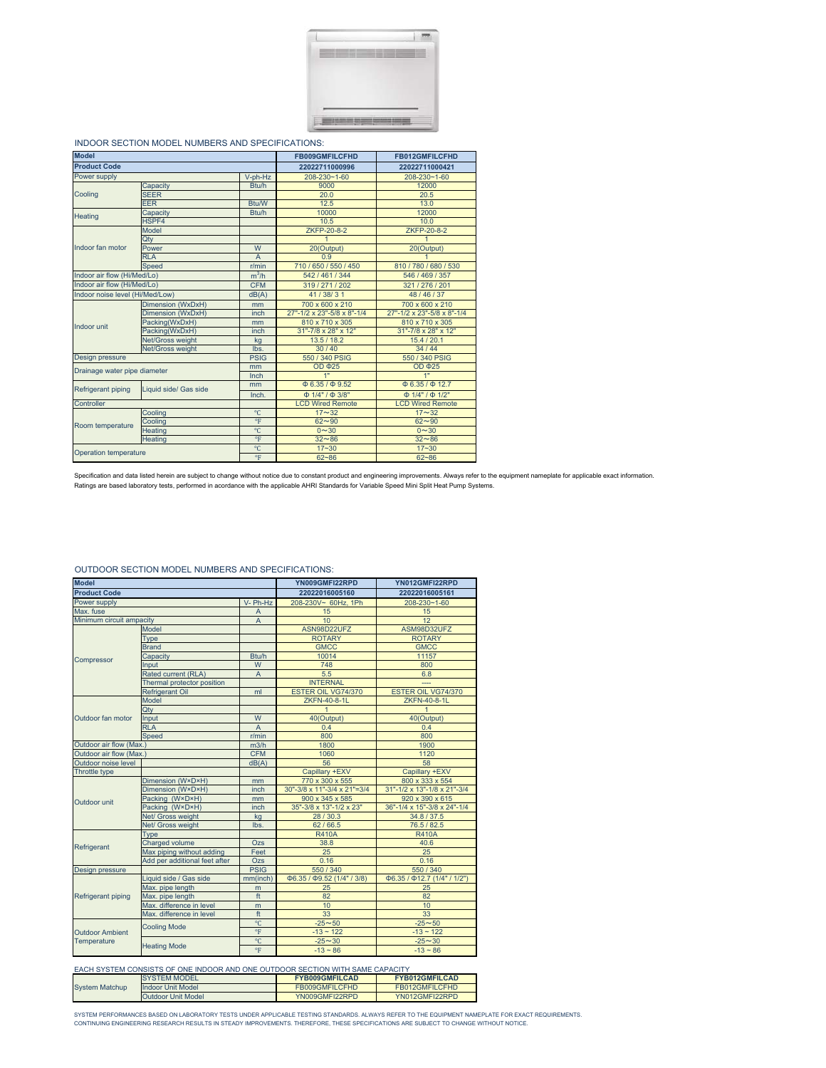INDOOR SECTION MODEL NUMBERS AND SPECIFICATIONS:

| Model | | | FB009GMFILCFHD | FB012GMFILCFHD |
|---|---|---|---|---|
| Product Code | | | 22022711000996 | 22022711000421 |
| Power supply | | V-ph-Hz | 208-230~1-60 | 208-230~1-60 |
| Cooling | Capacity | Btu/h | 9000 | 12000 |
| | SEER | | 20.0 | 20.5 |
| | EER | Btu/W | 12.5 | 13.0 |
| Heating | Capacity | Btu/h | 10000 | 12000 |
| | HSPF4 | | 10.5 | 10.0 |
| Indoor fan motor | Model | | ZKFP-20-8-2 | ZKFP-20-8-2 |
| | Qty | | 1 | 1 |
| | Power | W | 20(Output) | 20(Output) |
| | RLA | A | 0.9 | 1 |
| | Speed | r/min | 710 / 650 / 550 / 450 | 810 / 780 / 680 / 530 |
| Indoor air flow (Hi/Med/Lo) | | $m^3/h$ | 542 / 461 / 344 | 546 / 469 / 357 |
| Indoor air flow (Hi/Med/Lo) | | CFM | 319 / 271 / 202 | 321 / 276 / 201 |
| Indoor noise level (Hi/Med/Low) | | dB(A) | 41 / 38/ 3 1 | 48 / 46 / 37 |
| Indoor unit | Dimension (WxDxH) | mm | 700 x 600 x 210 | 700 x 600 x 210 |
| | Dimension (WxDxH) | inch | 27"-1/2 x 23"-5/8 x 8"-1/4 | 27"-1/2 x 23"-5/8 x 8"-1/4 |
| | Packing(WxDxH) | mm | 810 x 710 x 305 | 810 x 710 x 305 |
| | Packing(WxDxH) | inch | 31"-7/8 x 28" x 12" | 31"-7/8 x 28" x 12" |
| | Net/Gross weight | kg | 13.5 / 18.2 | 15.4 / 20.1 |
| | Net/Gross weight | lbs. | 30 / 40 | 34 / 44 |
| Design pressure | | PSIG | 550 / 340 PSIG | 550 / 340 PSIG |
| Drainage water pipe diameter | | mm | OD Φ25 | OD Φ25 |
| | | Inch | 1" | 1" |
| Refrigerant piping | Liquid side/ Gas side | mm | Φ 6.35 / Φ 9.52 | Φ 6.35 / Φ 12.7 |
| | | Inch. | Φ 1/4" / Φ 3/8" | Φ 1/4" / Φ 1/2" |
| Controller | | | LCD Wired Remote | LCD Wired Remote |
| Room temperature | Cooling | ℃ | 17～32 | 17～32 |
| | Cooling | ℉ | 62～90 | 62～90 |
| | Heating | ℃ | 0～30 | 0～30 |
| | Heating | ℉ | 32～86 | 32～86 |
| Operation temperature | | ℃ | 17~30 | 17~30 |
| | | ℉ | 62~86 | 62~86 |

Specification and data listed herein are subject to change without notice due to constant product and engineering improvements. Always refer to the equipment nameplate for applicable exact information.
Ratings are based laboratory tests, performed in accordance with the applicable AHRI Standards for Variable Speed Mini Split Heat Pump Systems.

OUTDOOR SECTION MODEL NUMBERS AND SPECIFICATIONS:

| Model | | | YN009GMFI22RPD | YN012GMFI22RPD |
|---|---|---|---|---|
| Product Code | | | 22022016005160 | 22022016005161 |
| Power supply | | V- Ph-Hz | 208-230V~ 60Hz, 1Ph | 208-230~1-60 |
| Max. fuse | | A | 15 | 15 |
| Minimum circuit ampacity | | A | 10 | 12 |
| Compressor | Model | | ASN98D22UFZ | ASM98D32UFZ |
| | Type | | ROTARY | ROTARY |
| | Brand | | GMCC | GMCC |
| | Capacity | Btu/h | 10014 | 11157 |
| | Input | W | 748 | 800 |
| | Rated current (RLA) | A | 5.5 | 6.8 |
| | Thermal protector position | | INTERNAL | ---- |
| | Refrigerant Oil | ml | ESTER OIL VG74/370 | ESTER OIL VG74/370 |
| Outdoor fan motor | Model | | ZKFN-40-8-1L | ZKFN-40-8-1L |
| | Qty | | 1 | 1 |
| | Input | W | 40(Output) | 40(Output) |
| | RLA | A | 0.4 | 0.4 |
| | Speed | r/min | 800 | 800 |
| Outdoor air flow (Max.) | | m3/h | 1800 | 1900 |
| Outdoor air flow (Max.) | | CFM | 1060 | 1120 |
| Outdoor noise level | | dB(A) | 56 | 58 |
| Throttle type | | | Capillary +EXV | Capillary +EXV |
| Outdoor unit | Dimension (W×D×H) | mm | 770 x 300 x 555 | 800 x 333 x 554 |
| | Dimension (W×D×H) | inch | 30"-3/8 x 11"-3/4 x 21"=3/4 | 31"-1/2 x 13"-1/8 x 21"-3/4 |
| | Packing (W×D×H) | mm | 900 x 345 x 585 | 920 x 390 x 615 |
| | Packing (W×D×H) | inch | 35"-3/8 x 13"-1/2 x 23" | 36"-1/4 x 15"-3/8 x 24"-1/4 |
| | Net/ Gross weight | kg | 28 / 30.3 | 34.8 / 37.5 |
| | Net/ Gross weight | lbs. | 62 / 66.5 | 76.5 / 82.5 |
| Refrigerant | Type | | R410A | R410A |
| | Charged volume | Ozs | 38.8 | 40.6 |
| | Max piping without adding | Feet | 25 | 25 |
| | Add per additional feet after | Ozs | 0.16 | 0.16 |
| Design pressure | | PSIG | 550 / 340 | 550 / 340 |
| Refrigerant piping | Liquid side / Gas side | mm(inch) | Φ6.35 / Φ9.52 (1/4" / 3/8) | Φ6.35 / Φ12.7 (1/4" / 1/2") |
| | Max. pipe length | m | 25 | 25 |
| | Max. pipe length | ft | 82 | 82 |
| | Max. difference in level | m | 10 | 10 |
| | Max. difference in level | ft | 33 | 33 |
| Outdoor Ambient Temperature | Cooling Mode | ℃ | -25～50 | -25～50 |
| | | ℉ | -13 ~ 122 | -13 ~ 122 |
| | Heating Mode | ℃ | -25～30 | -25～30 |
| | | ℉ | -13 ~ 86 | -13 ~ 86 |

EACH SYSTEM CONSISTS OF ONE INDOOR AND ONE OUTDOOR SECTION WITH SAME CAPACITY

| | | | |
|---|---|---|---|
| System Matchup | SYSTEM MODEL | FYB009GMFILCAD | FYB012GMFILCAD |
| | Indoor Unit Model | FB009GMFILCFHD | FB012GMFILCFHD |
| | Outdoor Unit Model | YN009GMFI22RPD | YN012GMFI22RPD |

SYSTEM PERFORMANCES BASED ON LABORATORY TESTS UNDER APPLICABLE TESTING STANDARDS. ALWAYS REFER TO THE EQUIPMENT NAMEPLATE FOR EXACT REQUIREMENTS.
CONTINUING ENGINEERING RESEARCH RESULTS IN STEADY IMPROVEMENTS. THEREFORE, THESE SPECIFICATIONS ARE SUBJECT TO CHANGE WITHOUT NOTICE.